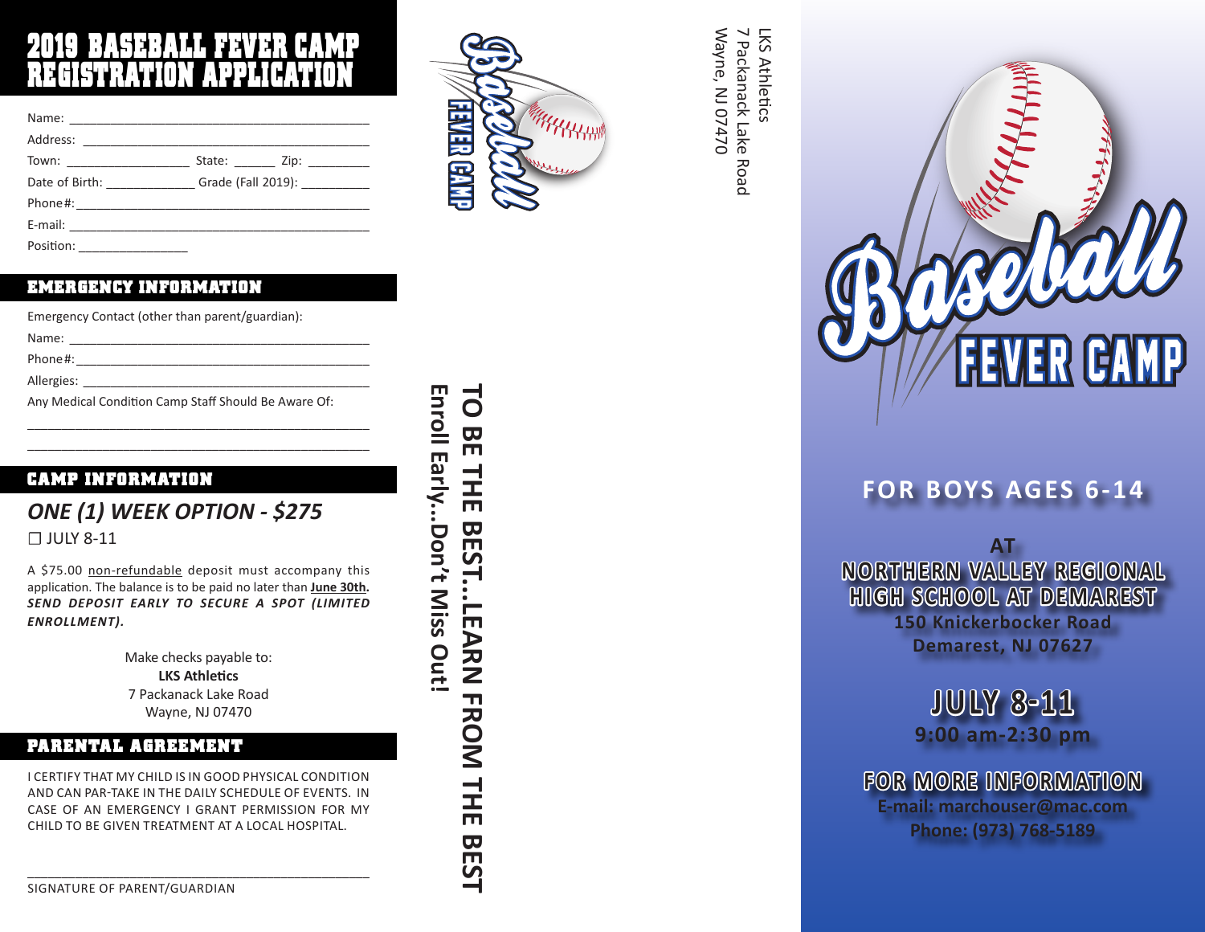# 2019 BASEBALL FEVER CAMP REGISTRATION APPLICATION

Name: ____________________________________________

Address: __________________________________________

Town: _________________ State: ______ Zip: _________

Date of Birth: _____________ Grade (Fall 2019): __________

Phone#: __________________________________________

E-mail: ___________________________________________

Position: ________________

## EMERGENCY INFORMATION

Emergency Contact (other than parent/guardian):

Name: ____________________________________________

Phone#: ___________________________________________

Allergies: _________________________________________

Any Medical Condition Camp Staff Should Be Aware Of:

_________________________________________________

_________________________________________________

## CAMP INFORMATION

### *ONE (1) WEEK OPTION - $275*

☐ JULY 8-11

A $75.00 non-refundable deposit must accompany this application. The balance is to be paid no later than **June 30th.** ***SEND DEPOSIT EARLY TO SECURE A SPOT (LIMITED ENROLLMENT).***

Make checks payable to:
**LKS Athletics**
7 Packanack Lake Road
Wayne, NJ 07470

## PARENTAL AGREEMENT

I CERTIFY THAT MY CHILD IS IN GOOD PHYSICAL CONDITION AND CAN PAR-TAKE IN THE DAILY SCHEDULE OF EVENTS. IN CASE OF AN EMERGENCY I GRANT PERMISSION FOR MY CHILD TO BE GIVEN TREATMENT AT A LOCAL HOSPITAL.

_________________________________________________

SIGNATURE OF PARENT/GUARDIAN

---

Baseball FEVER CAMP

LKS Athletics
7 Packanack Lake Road
Wayne, NJ 07470

**TO BE THE BEST...LEARN FROM THE BEST**

**Enroll Early...Don't Miss Out!**

---

# Baseball FEVER CAMP

## FOR BOYS AGES 6-14

**AT**
**NORTHERN VALLEY REGIONAL HIGH SCHOOL AT DEMAREST**
**150 Knickerbocker Road**
**Demarest, NJ 07627**

## JULY 8-11

**9:00 am-2:30 pm**

**FOR MORE INFORMATION**
**E-mail: marchouser@mac.com**
**Phone: (973) 768-5189**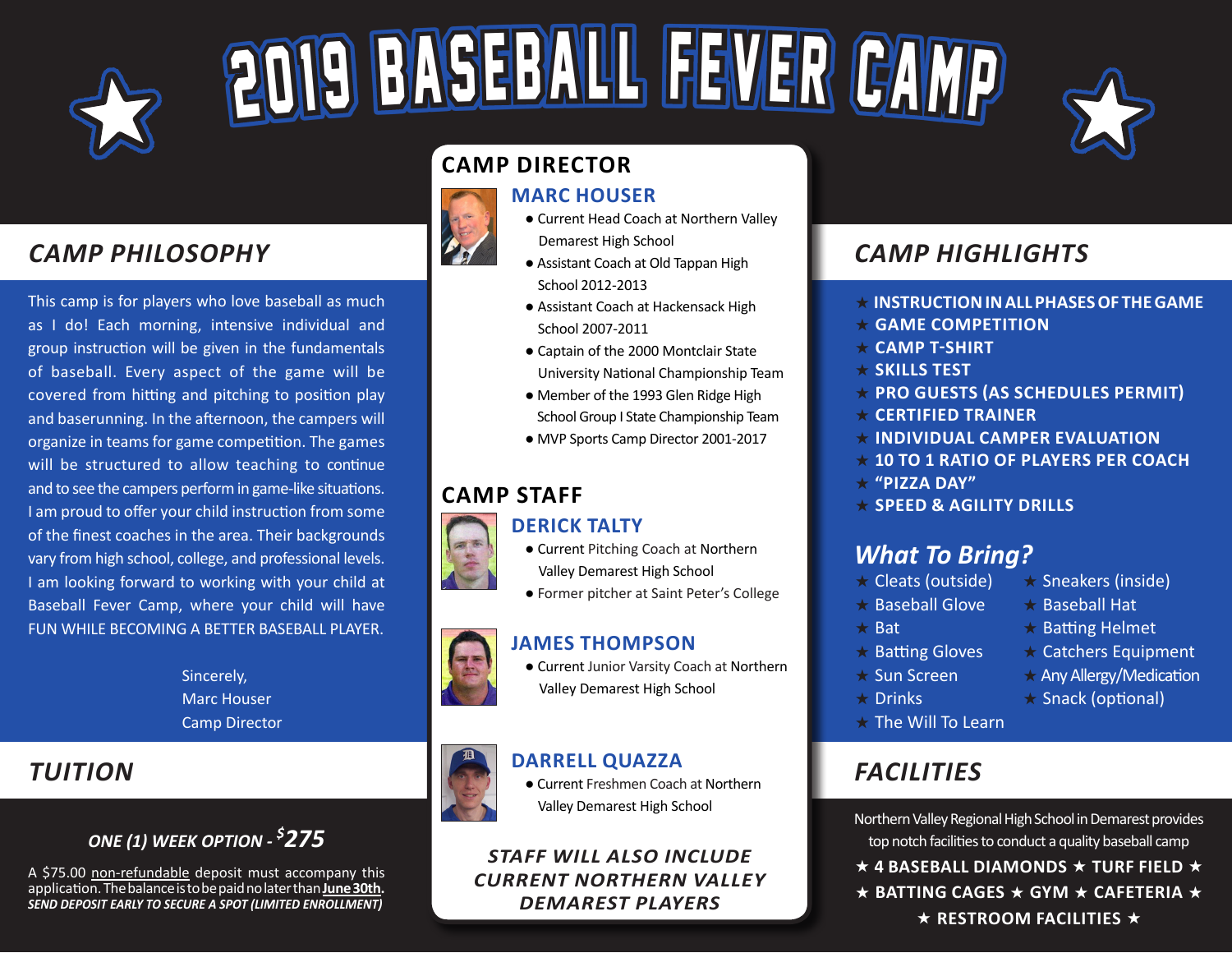# 2019 BASEBALL FEVER CAMP

## CAMP PHILOSOPHY

This camp is for players who love baseball as much as I do! Each morning, intensive individual and group instruction will be given in the fundamentals of baseball. Every aspect of the game will be covered from hitting and pitching to position play and baserunning. In the afternoon, the campers will organize in teams for game competition. The games will be structured to allow teaching to continue and to see the campers perform in game-like situations. I am proud to offer your child instruction from some of the finest coaches in the area. Their backgrounds vary from high school, college, and professional levels. I am looking forward to working with your child at Baseball Fever Camp, where your child will have FUN WHILE BECOMING A BETTER BASEBALL PLAYER.

Sincerely,
Marc Houser
Camp Director

## TUITION

***ONE (1) WEEK OPTION - $275***

A $75.00 non-refundable deposit must accompany this application. The balance is to be paid no later than **June 30th.**
***SEND DEPOSIT EARLY TO SECURE A SPOT (LIMITED ENROLLMENT)***

## CAMP DIRECTOR

### MARC HOUSER

- Current Head Coach at Northern Valley Demarest High School
- Assistant Coach at Old Tappan High School 2012-2013
- Assistant Coach at Hackensack High School 2007-2011
- Captain of the 2000 Montclair State University National Championship Team
- Member of the 1993 Glen Ridge High School Group I State Championship Team
- MVP Sports Camp Director 2001-2017

## CAMP STAFF

### DERICK TALTY

- Current Pitching Coach at Northern Valley Demarest High School
- Former pitcher at Saint Peter's College

### JAMES THOMPSON

- Current Junior Varsity Coach at Northern Valley Demarest High School

### DARRELL QUAZZA

- Current Freshmen Coach at Northern Valley Demarest High School

***STAFF WILL ALSO INCLUDE CURRENT NORTHERN VALLEY DEMAREST PLAYERS***

## CAMP HIGHLIGHTS

- ★ INSTRUCTION IN ALL PHASES OF THE GAME
- ★ GAME COMPETITION
- ★ CAMP T-SHIRT
- ★ SKILLS TEST
- ★ PRO GUESTS (AS SCHEDULES PERMIT)
- ★ CERTIFIED TRAINER
- ★ INDIVIDUAL CAMPER EVALUATION
- ★ 10 TO 1 RATIO OF PLAYERS PER COACH
- ★ "PIZZA DAY"
- ★ SPEED & AGILITY DRILLS

## *What To Bring?*

- ★ Cleats (outside)
- ★ Baseball Glove
- ★ Bat
- ★ Batting Gloves
- ★ Sun Screen
- ★ Drinks
- ★ The Will To Learn
- ★ Sneakers (inside)
- ★ Baseball Hat
- ★ Batting Helmet
- ★ Catchers Equipment
- ★ Any Allergy/Medication
- ★ Snack (optional)

## FACILITIES

Northern Valley Regional High School in Demarest provides top notch facilities to conduct a quality baseball camp

★ 4 BASEBALL DIAMONDS ★ TURF FIELD ★
★ BATTING CAGES ★ GYM ★ CAFETERIA ★
★ RESTROOM FACILITIES ★